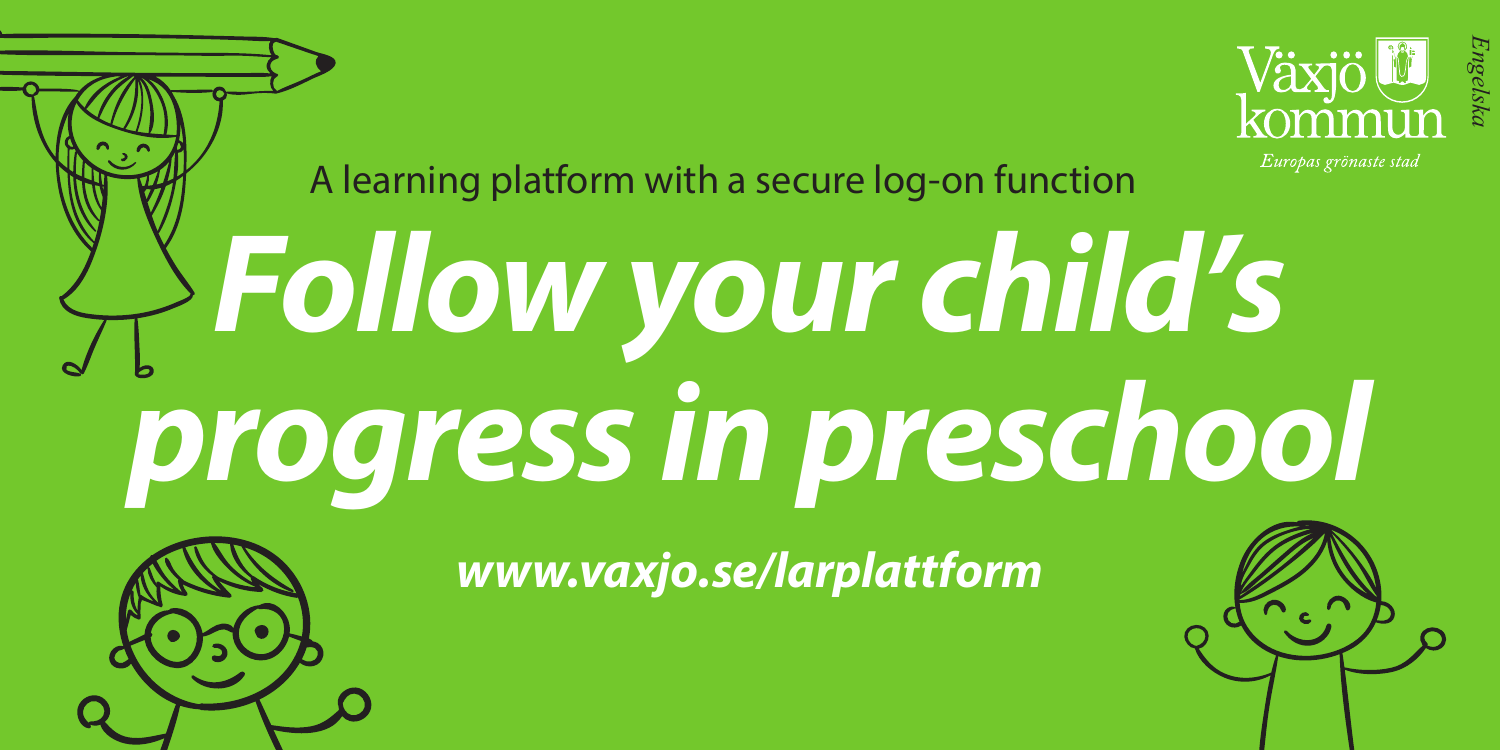Växjö kommun

*Europas grönaste stad*

*Engelska*

A learning platform with a secure log-on function

# ***Follow your child's progress in preschool***

***www.vaxjo.se/larplattform***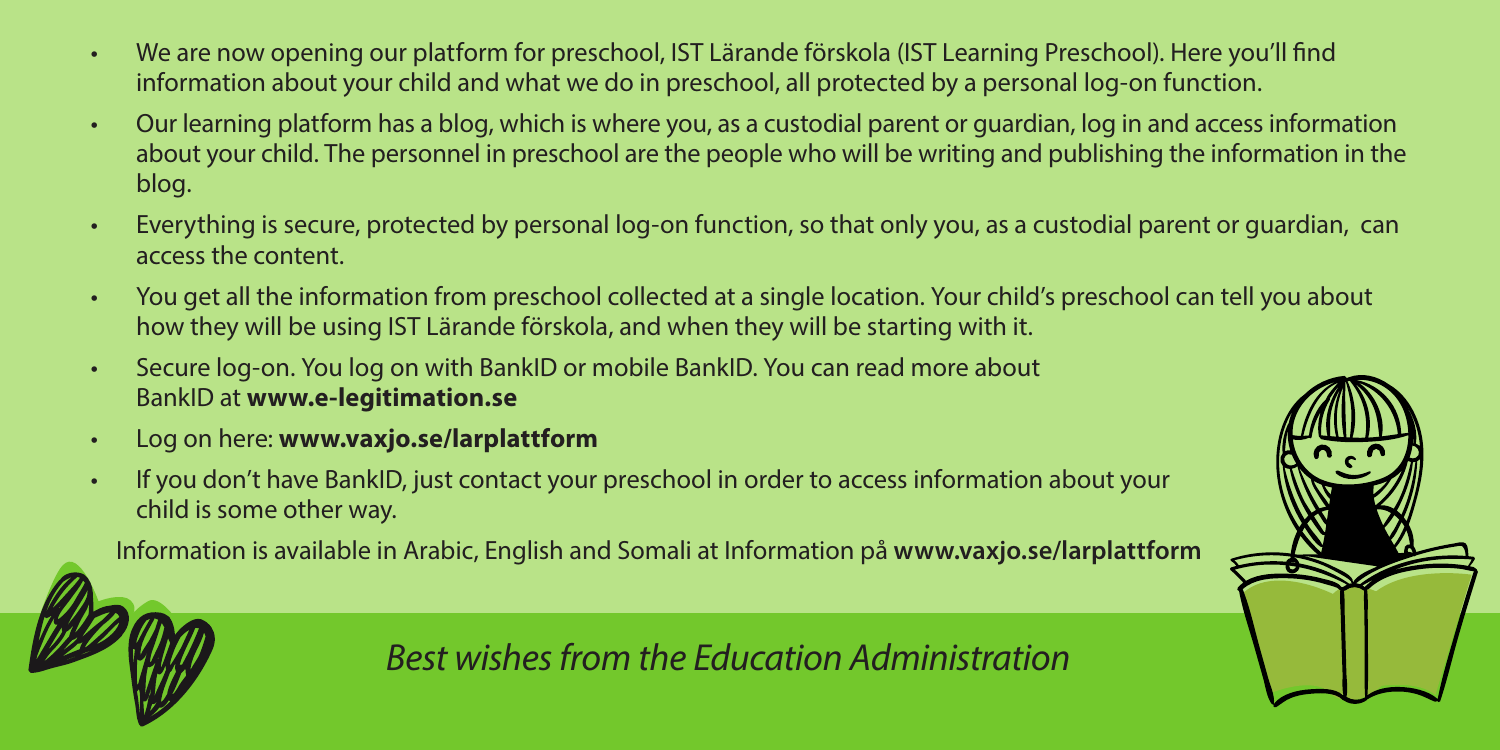- We are now opening our platform for preschool, IST Lärande förskola (IST Learning Preschool). Here you'll find information about your child and what we do in preschool, all protected by a personal log-on function.
- Our learning platform has a blog, which is where you, as a custodial parent or guardian, log in and access information about your child. The personnel in preschool are the people who will be writing and publishing the information in the blog.
- Everything is secure, protected by personal log-on function, so that only you, as a custodial parent or guardian, can access the content.
- You get all the information from preschool collected at a single location. Your child's preschool can tell you about how they will be using IST Lärande förskola, and when they will be starting with it.
- Secure log-on. You log on with BankID or mobile BankID. You can read more about BankID at **www.e-legitimation.se**
- Log on here: **www.vaxjo.se/larplattform**
- If you don't have BankID, just contact your preschool in order to access information about your child is some other way.

Information is available in Arabic, English and Somali at Information på **www.vaxjo.se/larplattform**

*Best wishes from the Education Administration*